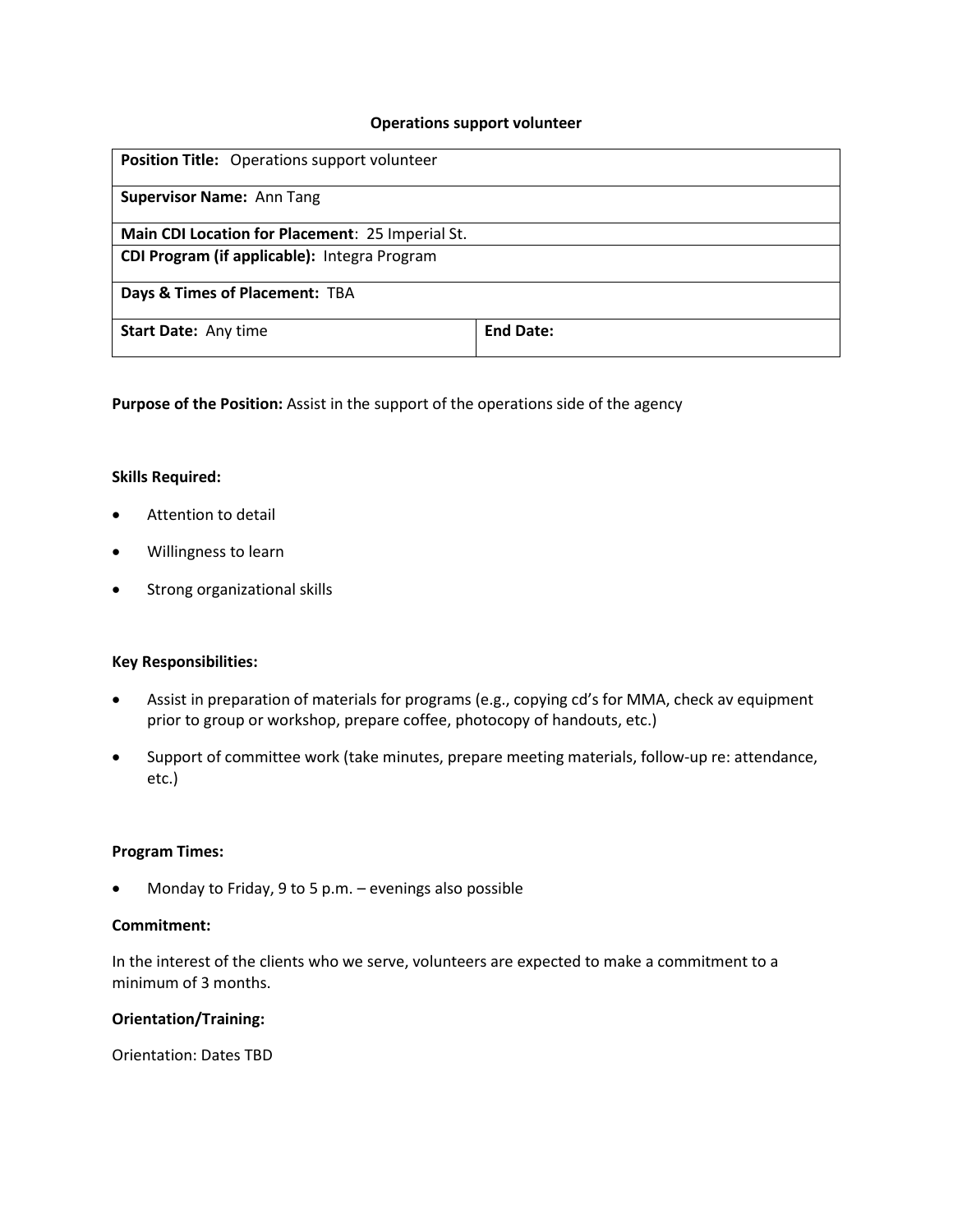# Operations support volunteer

| **Position Title:** Operations support volunteer | |
|---|---|
| **Supervisor Name:** Ann Tang | |
| **Main CDI Location for Placement**: 25 Imperial St. | |
| **CDI Program (if applicable):** Integra Program | |
| **Days & Times of Placement:** TBA | |
| **Start Date:** Any time | **End Date:** |

**Purpose of the Position:** Assist in the support of the operations side of the agency

**Skills Required:**

- Attention to detail
- Willingness to learn
- Strong organizational skills

**Key Responsibilities:**

- Assist in preparation of materials for programs (e.g., copying cd's for MMA, check av equipment prior to group or workshop, prepare coffee, photocopy of handouts, etc.)
- Support of committee work (take minutes, prepare meeting materials, follow-up re: attendance, etc.)

**Program Times:**

- Monday to Friday, 9 to 5 p.m. – evenings also possible

**Commitment:**

In the interest of the clients who we serve, volunteers are expected to make a commitment to a minimum of 3 months.

**Orientation/Training:**

Orientation: Dates TBD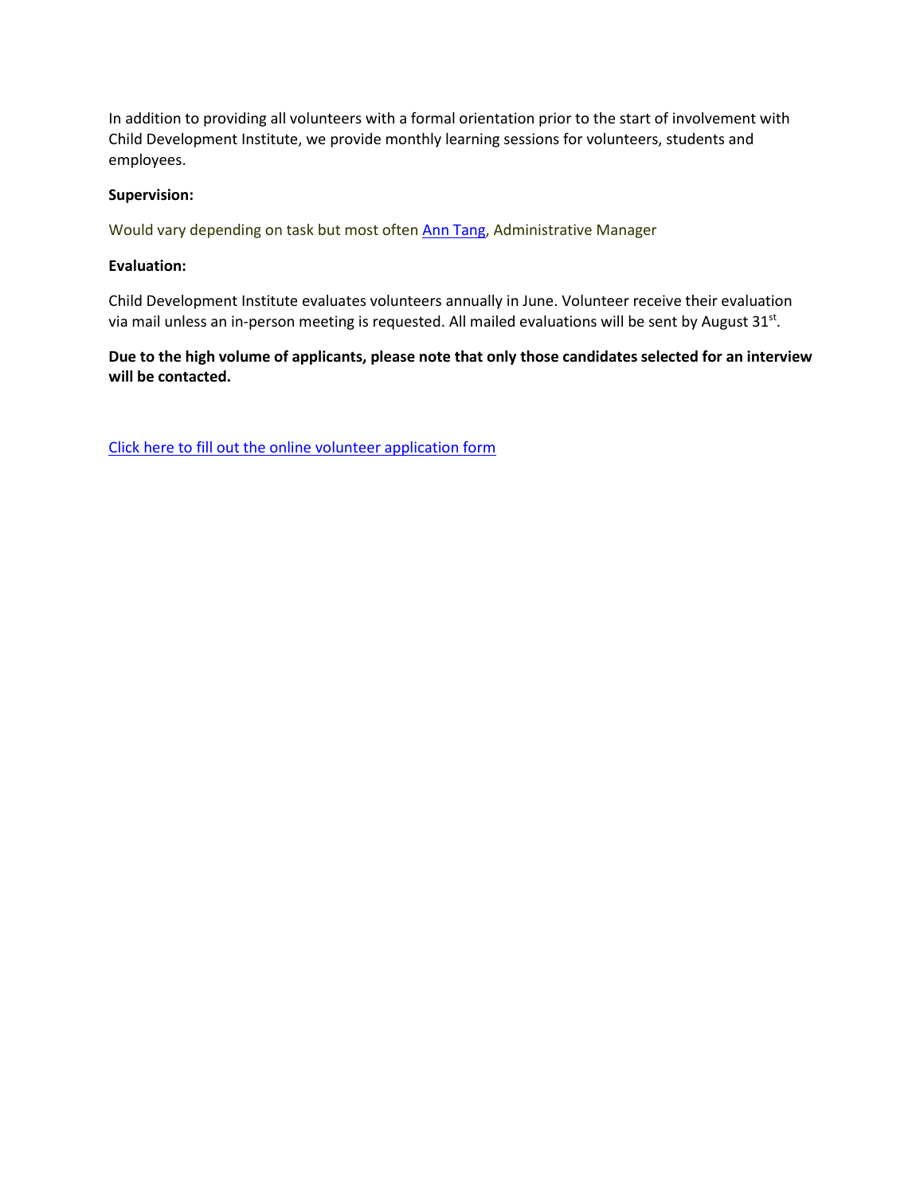In addition to providing all volunteers with a formal orientation prior to the start of involvement with Child Development Institute, we provide monthly learning sessions for volunteers, students and employees.

**Supervision:**

Would vary depending on task but most often Ann Tang, Administrative Manager

**Evaluation:**

Child Development Institute evaluates volunteers annually in June. Volunteer receive their evaluation via mail unless an in-person meeting is requested. All mailed evaluations will be sent by August 31st.

**Due to the high volume of applicants, please note that only those candidates selected for an interview will be contacted.**

Click here to fill out the online volunteer application form